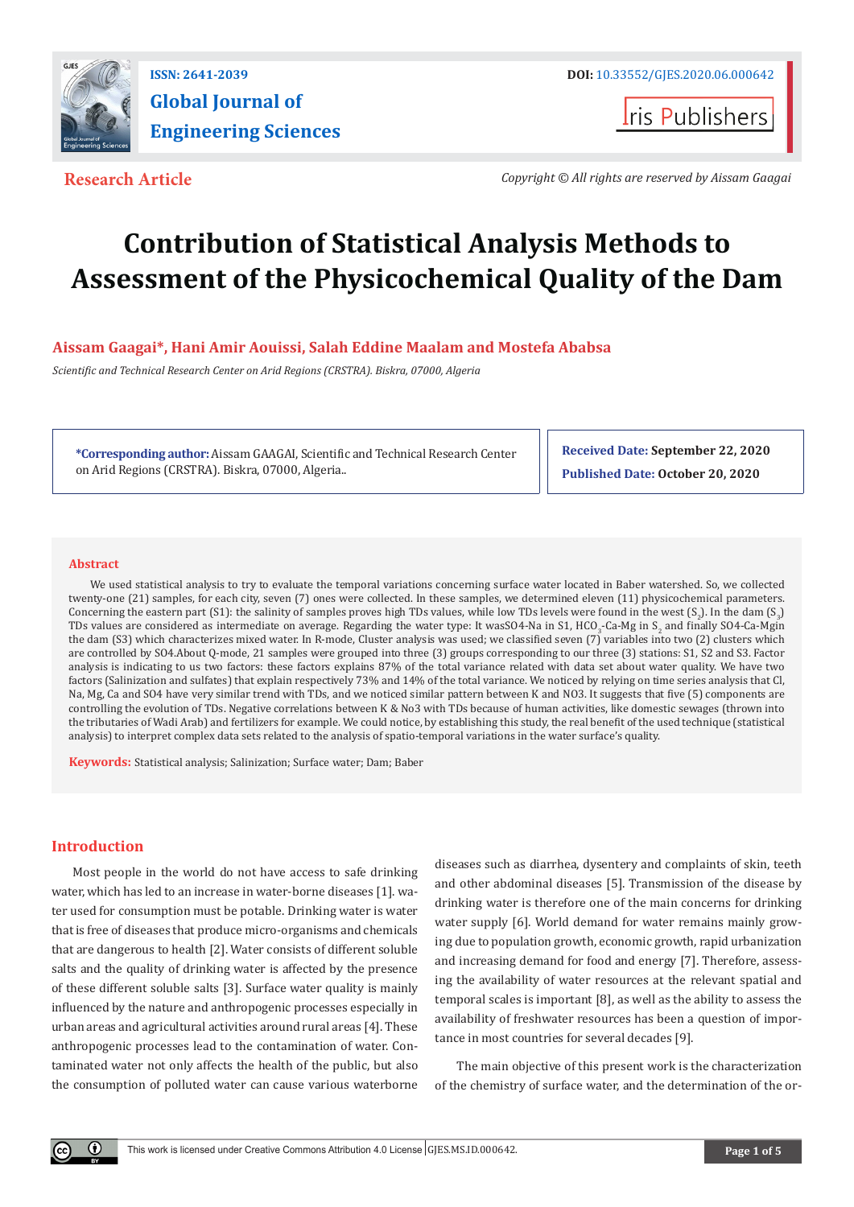ISSN: 2641-2039

# Global Journal of Engineering Sciences

DOI: 10.33552/GJES.2020.06.000642

Iris Publishers

**Research Article**

*Copyright © All rights are reserved by Aissam Gaagai*

# Contribution of Statistical Analysis Methods to Assessment of the Physicochemical Quality of the Dam

**Aissam Gaagai\*, Hani Amir Aouissi, Salah Eddine Maalam and Mostefa Ababsa**

*Scientific and Technical Research Center on Arid Regions (CRSTRA). Biskra, 07000, Algeria*

**\*Corresponding author:** Aissam GAAGAI, Scientific and Technical Research Center on Arid Regions (CRSTRA). Biskra, 07000, Algeria..

**Received Date:** September 22, 2020

**Published Date:** October 20, 2020

## Abstract

We used statistical analysis to try to evaluate the temporal variations concerning surface water located in Baber watershed. So, we collected twenty-one (21) samples, for each city, seven (7) ones were collected. In these samples, we determined eleven (11) physicochemical parameters. Concerning the eastern part (S1): the salinity of samples proves high TDs values, while low TDs levels were found in the west ($S_2$). In the dam ($S_3$) TDs values are considered as intermediate on average. Regarding the water type: It wasSO4-Na in S1, $HCO_3$-Ca-Mg in $S_2$ and finally SO4-Ca-Mgin the dam (S3) which characterizes mixed water. In R-mode, Cluster analysis was used; we classified seven (7) variables into two (2) clusters which are controlled by SO4.About Q-mode, 21 samples were grouped into three (3) groups corresponding to our three (3) stations: S1, S2 and S3. Factor analysis is indicating to us two factors: these factors explains 87% of the total variance related with data set about water quality. We have two factors (Salinization and sulfates) that explain respectively 73% and 14% of the total variance. We noticed by relying on time series analysis that Cl, Na, Mg, Ca and SO4 have very similar trend with TDs, and we noticed similar pattern between K and NO3. It suggests that five (5) components are controlling the evolution of TDs. Negative correlations between K & No3 with TDs because of human activities, like domestic sewages (thrown into the tributaries of Wadi Arab) and fertilizers for example. We could notice, by establishing this study, the real benefit of the used technique (statistical analysis) to interpret complex data sets related to the analysis of spatio-temporal variations in the water surface's quality.

**Keywords:** Statistical analysis; Salinization; Surface water; Dam; Baber

## Introduction

Most people in the world do not have access to safe drinking water, which has led to an increase in water-borne diseases [1]. water used for consumption must be potable. Drinking water is water that is free of diseases that produce micro-organisms and chemicals that are dangerous to health [2]. Water consists of different soluble salts and the quality of drinking water is affected by the presence of these different soluble salts [3]. Surface water quality is mainly influenced by the nature and anthropogenic processes especially in urban areas and agricultural activities around rural areas [4]. These anthropogenic processes lead to the contamination of water. Contaminated water not only affects the health of the public, but also the consumption of polluted water can cause various waterborne diseases such as diarrhea, dysentery and complaints of skin, teeth and other abdominal diseases [5]. Transmission of the disease by drinking water is therefore one of the main concerns for drinking water supply [6]. World demand for water remains mainly growing due to population growth, economic growth, rapid urbanization and increasing demand for food and energy [7]. Therefore, assessing the availability of water resources at the relevant spatial and temporal scales is important [8], as well as the ability to assess the availability of freshwater resources has been a question of importance in most countries for several decades [9].

The main objective of this present work is the characterization of the chemistry of surface water, and the determination of the or-

This work is licensed under Creative Commons Attribution 4.0 License GJES.MS.ID.000642.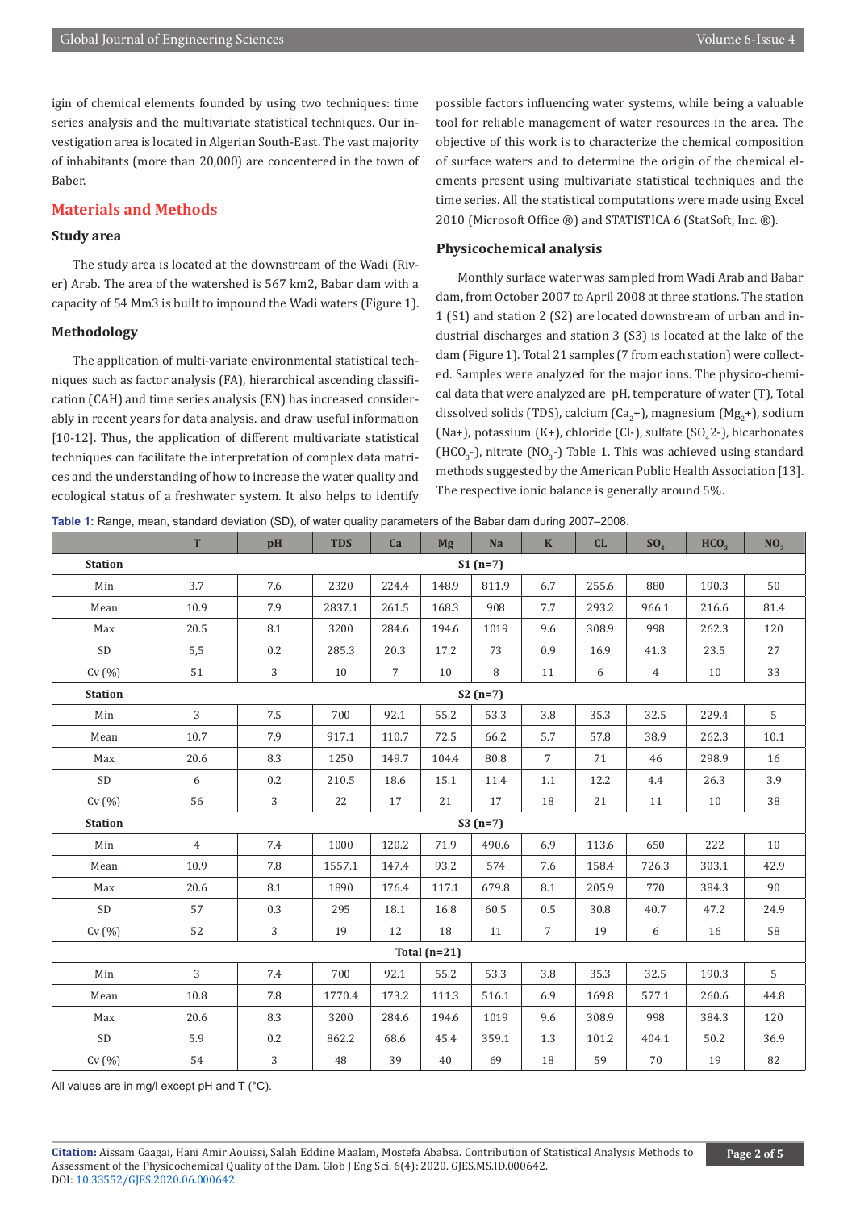igin of chemical elements founded by using two techniques: time series analysis and the multivariate statistical techniques. Our investigation area is located in Algerian South-East. The vast majority of inhabitants (more than 20,000) are concentered in the town of Baber.

## Materials and Methods

### Study area

The study area is located at the downstream of the Wadi (River) Arab. The area of the watershed is 567 km2, Babar dam with a capacity of 54 Mm3 is built to impound the Wadi waters (Figure 1).

### Methodology

The application of multi-variate environmental statistical techniques such as factor analysis (FA), hierarchical ascending classification (CAH) and time series analysis (EN) has increased considerably in recent years for data analysis. and draw useful information [10-12]. Thus, the application of different multivariate statistical techniques can facilitate the interpretation of complex data matrices and the understanding of how to increase the water quality and ecological status of a freshwater system. It also helps to identify possible factors influencing water systems, while being a valuable tool for reliable management of water resources in the area. The objective of this work is to characterize the chemical composition of surface waters and to determine the origin of the chemical elements present using multivariate statistical techniques and the time series. All the statistical computations were made using Excel 2010 (Microsoft Office ®) and STATISTICA 6 (StatSoft, Inc. ®).

### Physicochemical analysis

Monthly surface water was sampled from Wadi Arab and Babar dam, from October 2007 to April 2008 at three stations. The station 1 (S1) and station 2 (S2) are located downstream of urban and industrial discharges and station 3 (S3) is located at the lake of the dam (Figure 1). Total 21 samples (7 from each station) were collected. Samples were analyzed for the major ions. The physico-chemical data that were analyzed are pH, temperature of water (T), Total dissolved solids (TDS), calcium ($Ca_2$+), magnesium ($Mg_2$+), sodium (Na+), potassium (K+), chloride (Cl-), sulfate ($SO_4$2-), bicarbonates ($HCO_3$-), nitrate ($NO_3$-) Table 1. This was achieved using standard methods suggested by the American Public Health Association [13]. The respective ionic balance is generally around 5%.

**Table 1:** Range, mean, standard deviation (SD), of water quality parameters of the Babar dam during 2007–2008.

| | T | pH | TDS | Ca | Mg | Na | K | CL | $SO_4$ | $HCO_3$ | $NO_3$ |
|---|---|---|---|---|---|---|---|---|---|---|---|
| **Station** | **S1 (n=7)** | | | | | | | | | | |
| Min | 3.7 | 7.6 | 2320 | 224.4 | 148.9 | 811.9 | 6.7 | 255.6 | 880 | 190.3 | 50 |
| Mean | 10.9 | 7.9 | 2837.1 | 261.5 | 168.3 | 908 | 7.7 | 293.2 | 966.1 | 216.6 | 81.4 |
| Max | 20.5 | 8.1 | 3200 | 284.6 | 194.6 | 1019 | 9.6 | 308.9 | 998 | 262.3 | 120 |
| SD | 5,5 | 0.2 | 285.3 | 20.3 | 17.2 | 73 | 0.9 | 16.9 | 41.3 | 23.5 | 27 |
| Cv (%) | 51 | 3 | 10 | 7 | 10 | 8 | 11 | 6 | 4 | 10 | 33 |
| **Station** | **S2 (n=7)** | | | | | | | | | | |
| Min | 3 | 7.5 | 700 | 92.1 | 55.2 | 53.3 | 3.8 | 35.3 | 32.5 | 229.4 | 5 |
| Mean | 10.7 | 7.9 | 917.1 | 110.7 | 72.5 | 66.2 | 5.7 | 57.8 | 38.9 | 262.3 | 10.1 |
| Max | 20.6 | 8.3 | 1250 | 149.7 | 104.4 | 80.8 | 7 | 71 | 46 | 298.9 | 16 |
| SD | 6 | 0.2 | 210.5 | 18.6 | 15.1 | 11.4 | 1.1 | 12.2 | 4.4 | 26.3 | 3.9 |
| Cv (%) | 56 | 3 | 22 | 17 | 21 | 17 | 18 | 21 | 11 | 10 | 38 |
| **Station** | **S3 (n=7)** | | | | | | | | | | |
| Min | 4 | 7.4 | 1000 | 120.2 | 71.9 | 490.6 | 6.9 | 113.6 | 650 | 222 | 10 |
| Mean | 10.9 | 7.8 | 1557.1 | 147.4 | 93.2 | 574 | 7.6 | 158.4 | 726.3 | 303.1 | 42.9 |
| Max | 20.6 | 8.1 | 1890 | 176.4 | 117.1 | 679.8 | 8.1 | 205.9 | 770 | 384.3 | 90 |
| SD | 57 | 0.3 | 295 | 18.1 | 16.8 | 60.5 | 0.5 | 30.8 | 40.7 | 47.2 | 24.9 |
| Cv (%) | 52 | 3 | 19 | 12 | 18 | 11 | 7 | 19 | 6 | 16 | 58 |
| **Total (n=21)** | | | | | | | | | | | |
| Min | 3 | 7.4 | 700 | 92.1 | 55.2 | 53.3 | 3.8 | 35.3 | 32.5 | 190.3 | 5 |
| Mean | 10.8 | 7.8 | 1770.4 | 173.2 | 111.3 | 516.1 | 6.9 | 169.8 | 577.1 | 260.6 | 44.8 |
| Max | 20.6 | 8.3 | 3200 | 284.6 | 194.6 | 1019 | 9.6 | 308.9 | 998 | 384.3 | 120 |
| SD | 5.9 | 0.2 | 862.2 | 68.6 | 45.4 | 359.1 | 1.3 | 101.2 | 404.1 | 50.2 | 36.9 |
| Cv (%) | 54 | 3 | 48 | 39 | 40 | 69 | 18 | 59 | 70 | 19 | 82 |

All values are in mg/l except pH and T (°C).

**Citation:** Aissam Gaagai, Hani Amir Aouissi, Salah Eddine Maalam, Mostefa Ababsa. Contribution of Statistical Analysis Methods to Assessment of the Physicochemical Quality of the Dam. Glob J Eng Sci. 6(4): 2020. GJES.MS.ID.000642. DOI: 10.33552/GJES.2020.06.000642.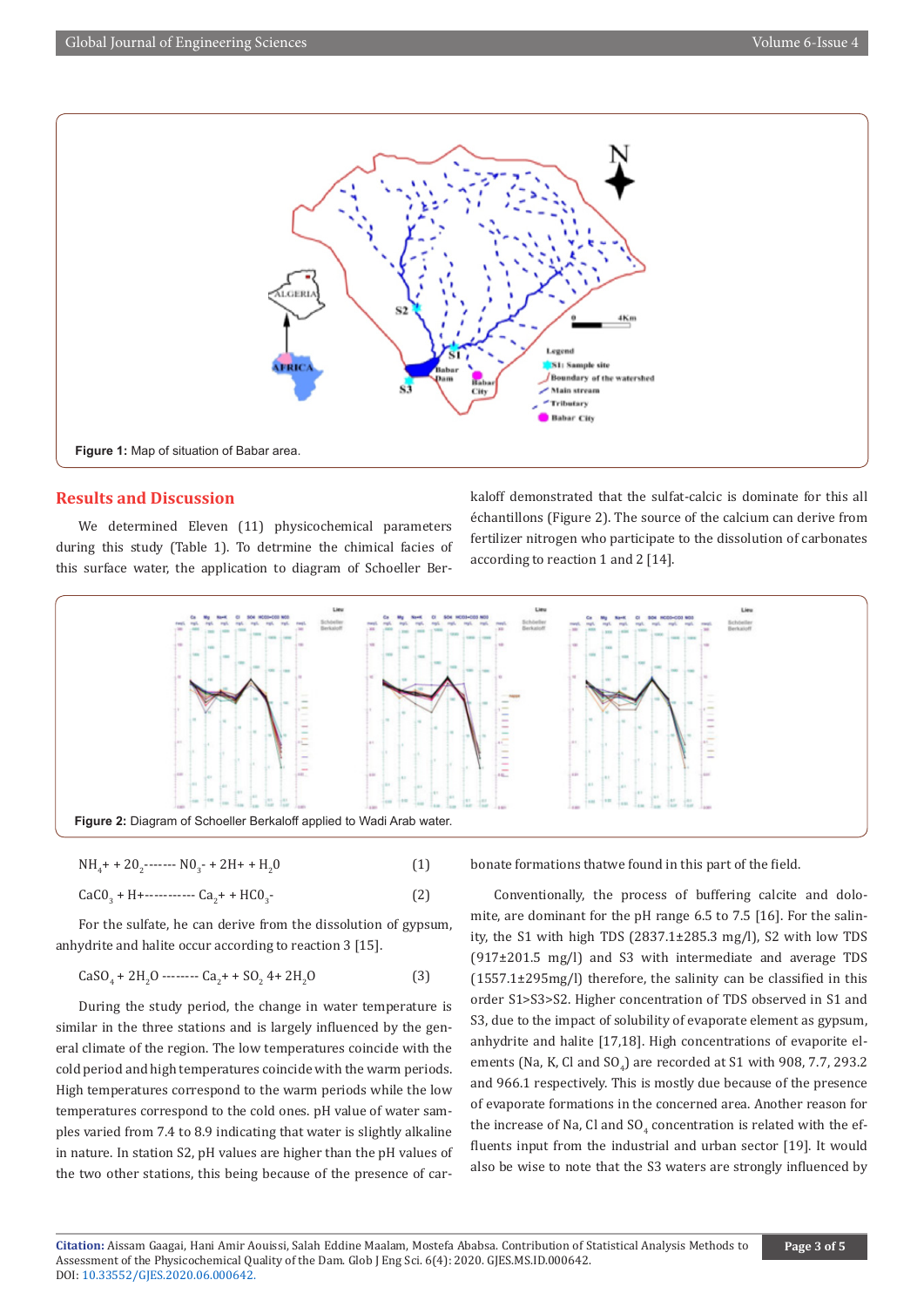Figure 1: Map of situation of Babar area.

## Results and Discussion

We determined Eleven (11) physicochemical parameters during this study (Table 1). To detrmine the chemical facies of this surface water, the application to diagram of Schoeller Berkaloff demonstrated that the sulfat-calcic is dominate for this all échantillons (Figure 2). The source of the calcium can derive from fertilizer nitrogen who participate to the dissolution of carbonates according to reaction 1 and 2 [14].

Figure 2: Diagram of Schoeller Berkaloff applied to Wadi Arab water.

$NH_4^+ + 2O_2$ ------- $NO_3^- + 2H^+ + H_2O$ (1)

$CaCO_3 + H^+$ ----------- $Ca_2^+ + HCO_3^-$ (2)

For the sulfate, he can derive from the dissolution of gypsum, anhydrite and halite occur according to reaction 3 [15].

$CaSO_4 + 2H_2O$ -------- $Ca_2^+ + SO_2\,4 + 2H_2O$ (3)

During the study period, the change in water temperature is similar in the three stations and is largely influenced by the general climate of the region. The low temperatures coincide with the cold period and high temperatures coincide with the warm periods. High temperatures correspond to the warm periods while the low temperatures correspond to the cold ones. pH value of water samples varied from 7.4 to 8.9 indicating that water is slightly alkaline in nature. In station S2, pH values are higher than the pH values of the two other stations, this being because of the presence of carbonate formations thatwe found in this part of the field.

Conventionally, the process of buffering calcite and dolomite, are dominant for the pH range 6.5 to 7.5 [16]. For the salinity, the S1 with high TDS (2837.1±285.3 mg/l), S2 with low TDS (917±201.5 mg/l) and S3 with intermediate and average TDS (1557.1±295mg/l) therefore, the salinity can be classified in this order S1>S3>S2. Higher concentration of TDS observed in S1 and S3, due to the impact of solubility of evaporate element as gypsum, anhydrite and halite [17,18]. High concentrations of evaporite elements (Na, K, Cl and $SO_4$) are recorded at S1 with 908, 7.7, 293.2 and 966.1 respectively. This is mostly due because of the presence of evaporate formations in the concerned area. Another reason for the increase of Na, Cl and $SO_4$ concentration is related with the effluents input from the industrial and urban sector [19]. It would also be wise to note that the S3 waters are strongly influenced by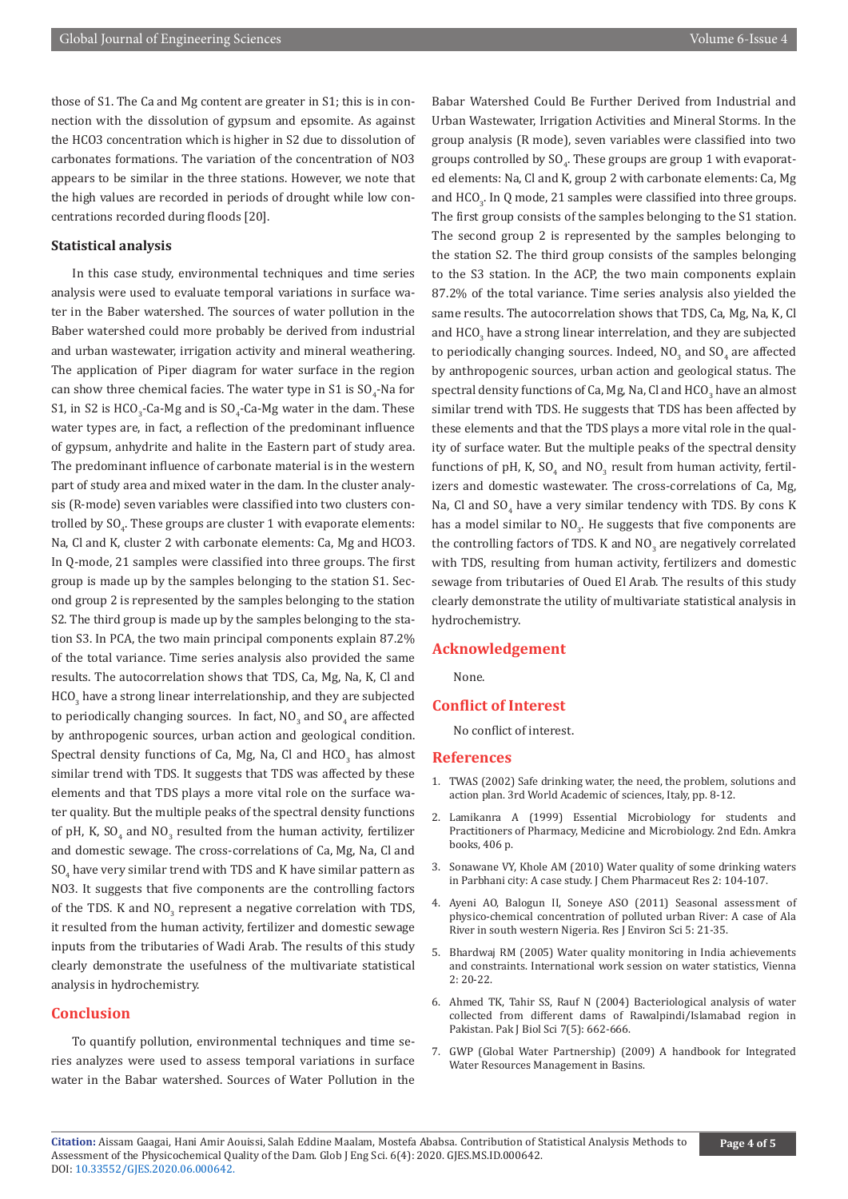those of S1. The Ca and Mg content are greater in S1; this is in connection with the dissolution of gypsum and epsomite. As against the HCO3 concentration which is higher in S2 due to dissolution of carbonates formations. The variation of the concentration of NO3 appears to be similar in the three stations. However, we note that the high values are recorded in periods of drought while low concentrations recorded during floods [20].

### Statistical analysis

In this case study, environmental techniques and time series analysis were used to evaluate temporal variations in surface water in the Baber watershed. The sources of water pollution in the Baber watershed could more probably be derived from industrial and urban wastewater, irrigation activity and mineral weathering. The application of Piper diagram for water surface in the region can show three chemical facies. The water type in S1 is $SO_4$-Na for S1, in S2 is $HCO_3$-Ca-Mg and is $SO_4$-Ca-Mg water in the dam. These water types are, in fact, a reflection of the predominant influence of gypsum, anhydrite and halite in the Eastern part of study area. The predominant influence of carbonate material is in the western part of study area and mixed water in the dam. In the cluster analysis (R-mode) seven variables were classified into two clusters controlled by $SO_4$. These groups are cluster 1 with evaporate elements: Na, Cl and K, cluster 2 with carbonate elements: Ca, Mg and HCO3. In Q-mode, 21 samples were classified into three groups. The first group is made up by the samples belonging to the station S1. Second group 2 is represented by the samples belonging to the station S2. The third group is made up by the samples belonging to the station S3. In PCA, the two main principal components explain 87.2% of the total variance. Time series analysis also provided the same results. The autocorrelation shows that TDS, Ca, Mg, Na, K, Cl and $HCO_3$ have a strong linear interrelationship, and they are subjected to periodically changing sources. In fact, $NO_3$ and $SO_4$ are affected by anthropogenic sources, urban action and geological condition. Spectral density functions of Ca, Mg, Na, Cl and $HCO_3$ has almost similar trend with TDS. It suggests that TDS was affected by these elements and that TDS plays a more vital role on the surface water quality. But the multiple peaks of the spectral density functions of pH, K, $SO_4$ and $NO_3$ resulted from the human activity, fertilizer and domestic sewage. The cross-correlations of Ca, Mg, Na, Cl and $SO_4$ have very similar trend with TDS and K have similar pattern as NO3. It suggests that five components are the controlling factors of the TDS. K and $NO_3$ represent a negative correlation with TDS, it resulted from the human activity, fertilizer and domestic sewage inputs from the tributaries of Wadi Arab. The results of this study clearly demonstrate the usefulness of the multivariate statistical analysis in hydrochemistry.

## Conclusion

To quantify pollution, environmental techniques and time series analyzes were used to assess temporal variations in surface water in the Babar watershed. Sources of Water Pollution in the Babar Watershed Could Be Further Derived from Industrial and Urban Wastewater, Irrigation Activities and Mineral Storms. In the group analysis (R mode), seven variables were classified into two groups controlled by $SO_4$. These groups are group 1 with evaporated elements: Na, Cl and K, group 2 with carbonate elements: Ca, Mg and $HCO_3$. In Q mode, 21 samples were classified into three groups. The first group consists of the samples belonging to the S1 station. The second group 2 is represented by the samples belonging to the station S2. The third group consists of the samples belonging to the S3 station. In the ACP, the two main components explain 87.2% of the total variance. Time series analysis also yielded the same results. The autocorrelation shows that TDS, Ca, Mg, Na, K, Cl and $HCO_3$ have a strong linear interrelation, and they are subjected to periodically changing sources. Indeed, $NO_3$ and $SO_4$ are affected by anthropogenic sources, urban action and geological status. The spectral density functions of Ca, Mg, Na, Cl and $HCO_3$ have an almost similar trend with TDS. He suggests that TDS has been affected by these elements and that the TDS plays a more vital role in the quality of surface water. But the multiple peaks of the spectral density functions of pH, K, $SO_4$ and $NO_3$ result from human activity, fertilizers and domestic wastewater. The cross-correlations of Ca, Mg, Na, Cl and $SO_4$ have a very similar tendency with TDS. By cons K has a model similar to $NO_3$. He suggests that five components are the controlling factors of TDS. K and $NO_3$ are negatively correlated with TDS, resulting from human activity, fertilizers and domestic sewage from tributaries of Oued El Arab. The results of this study clearly demonstrate the utility of multivariate statistical analysis in hydrochemistry.

## Acknowledgement

None.

## Conflict of Interest

No conflict of interest.

## References

1. TWAS (2002) Safe drinking water, the need, the problem, solutions and action plan. 3rd World Academic of sciences, Italy, pp. 8-12.
2. Lamikanra A (1999) Essential Microbiology for students and Practitioners of Pharmacy, Medicine and Microbiology. 2nd Edn. Amkra books, 406 p.
3. Sonawane VY, Khole AM (2010) Water quality of some drinking waters in Parbhani city: A case study. J Chem Pharmaceut Res 2: 104-107.
4. Ayeni AO, Balogun II, Soneye ASO (2011) Seasonal assessment of physico-chemical concentration of polluted urban River: A case of Ala River in south western Nigeria. Res J Environ Sci 5: 21-35.
5. Bhardwaj RM (2005) Water quality monitoring in India achievements and constraints. International work session on water statistics, Vienna 2: 20-22.
6. Ahmed TK, Tahir SS, Rauf N (2004) Bacteriological analysis of water collected from different dams of Rawalpindi/Islamabad region in Pakistan. Pak J Biol Sci 7(5): 662-666.
7. GWP (Global Water Partnership) (2009) A handbook for Integrated Water Resources Management in Basins.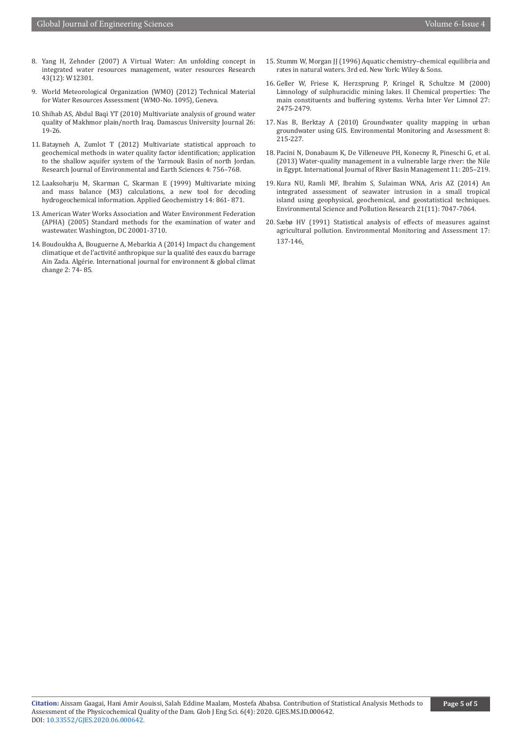8. Yang H, Zehnder (2007) A Virtual Water: An unfolding concept in integrated water resources management, water resources Research 43(12): W12301.
9. World Meteorological Organization (WMO) (2012) Technical Material for Water Resources Assessment (WMO-No. 1095), Geneva.
10. Shihab AS, Abdul Baqi YT (2010) Multivariate analysis of ground water quality of Makhmor plain/north Iraq. Damascus University Journal 26: 19-26.
11. Batayneh A, Zumlot T (2012) Multivariate statistical approach to geochemical methods in water quality factor identification; application to the shallow aquifer system of the Yarmouk Basin of north Jordan. Research Journal of Environmental and Earth Sciences 4: 756–768.
12. Laaksoharju M, Skarman C, Skarman E (1999) Multivariate mixing and mass balance (M3) calculations, a new tool for decoding hydrogeochemical information. Applied Geochemistry 14: 861- 871.
13. American Water Works Association and Water Environment Federation (APHA) (2005) Standard methods for the examination of water and wastewater. Washington, DC 20001-3710.
14. Boudoukha A, Bouguerne A, Mebarkia A (2014) Impact du changement climatique et de l'activité anthropique sur la qualité des eaux du barrage Ain Zada. Algérie. International journal for environnent & global climat change 2: 74- 85.
15. Stumm W, Morgan JJ (1996) Aquatic chemistry–chemical equilibria and rates in natural waters. 3rd ed. New York: Wiley & Sons.
16. Geller W, Friese K, Herzsprung P, Kringel R, Schultze M (2000) Limnology of sulphuracidic mining lakes. II Chemical properties: The main constituents and buffering systems. Verha Inter Ver Limnol 27: 2475-2479.
17. Nas B, Berktay A (2010) Groundwater quality mapping in urban groundwater using GIS. Environmental Monitoring and Assessment 8: 215-227.
18. Pacini N, Donabaum K, De Villeneuve PH, Konecny R, Pineschi G, et al. (2013) Water-quality management in a vulnerable large river: the Nile in Egypt. International Journal of River Basin Management 11: 205–219.
19. Kura NU, Ramli MF, Ibrahim S, Sulaiman WNA, Aris AZ (2014) An integrated assessment of seawater intrusion in a small tropical island using geophysical, geochemical, and geostatistical techniques. Environmental Science and Pollution Research 21(11): 7047-7064.
20. Sæbø HV (1991) Statistical analysis of effects of measures against agricultural pollution. Environmental Monitoring and Assessment 17: 137-146.

**Citation:** Aissam Gaagai, Hani Amir Aouissi, Salah Eddine Maalam, Mostefa Ababsa. Contribution of Statistical Analysis Methods to Assessment of the Physicochemical Quality of the Dam. Glob J Eng Sci. 6(4): 2020. GJES.MS.ID.000642. DOI: 10.33552/GJES.2020.06.000642.